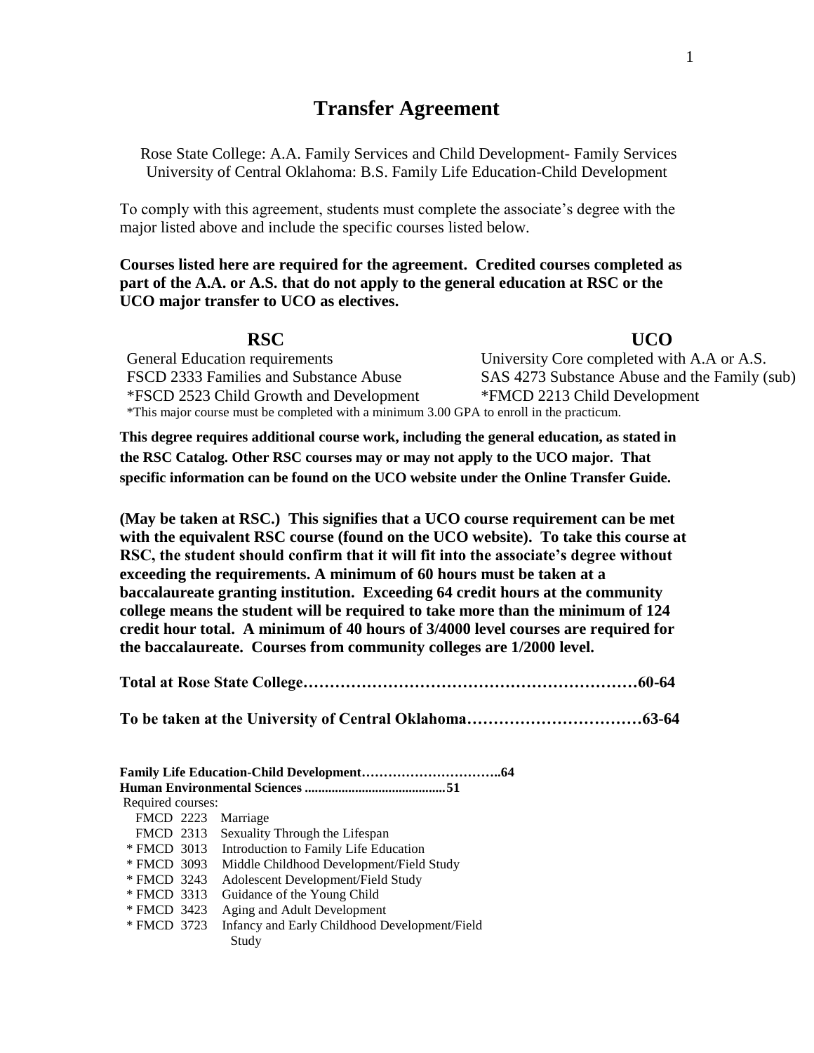# Transfer Agreement

Rose State College: A.A. Family Services and Child Development- Family Services
University of Central Oklahoma: B.S. Family Life Education-Child Development

To comply with this agreement, students must complete the associate's degree with the major listed above and include the specific courses listed below.

**Courses listed here are required for the agreement. Credited courses completed as part of the A.A. or A.S. that do not apply to the general education at RSC or the UCO major transfer to UCO as electives.**

| RSC | UCO |
|---|---|
| General Education requirements | University Core completed with A.A or A.S. |
| FSCD 2333 Families and Substance Abuse | SAS 4273 Substance Abuse and the Family (sub) |
| *FSCD 2523 Child Growth and Development | *FMCD 2213 Child Development |

*This major course must be completed with a minimum 3.00 GPA to enroll in the practicum.

**This degree requires additional course work, including the general education, as stated in the RSC Catalog. Other RSC courses may or may not apply to the UCO major. That specific information can be found on the UCO website under the Online Transfer Guide.**

**(May be taken at RSC.) This signifies that a UCO course requirement can be met with the equivalent RSC course (found on the UCO website). To take this course at RSC, the student should confirm that it will fit into the associate's degree without exceeding the requirements. A minimum of 60 hours must be taken at a baccalaureate granting institution. Exceeding 64 credit hours at the community college means the student will be required to take more than the minimum of 124 credit hour total. A minimum of 40 hours of 3/4000 level courses are required for the baccalaureate. Courses from community colleges are 1/2000 level.**

**Total at Rose State College……………………………………………………60-64**

**To be taken at the University of Central Oklahoma……………………………63-64**

**Family Life Education-Child Development…………………………..64**
**Human Environmental Sciences ..........................................51**

Required courses:

- FMCD 2223 Marriage
- FMCD 2313 Sexuality Through the Lifespan
- * FMCD 3013 Introduction to Family Life Education
- * FMCD 3093 Middle Childhood Development/Field Study
- * FMCD 3243 Adolescent Development/Field Study
- * FMCD 3313 Guidance of the Young Child
- * FMCD 3423 Aging and Adult Development
- * FMCD 3723 Infancy and Early Childhood Development/Field Study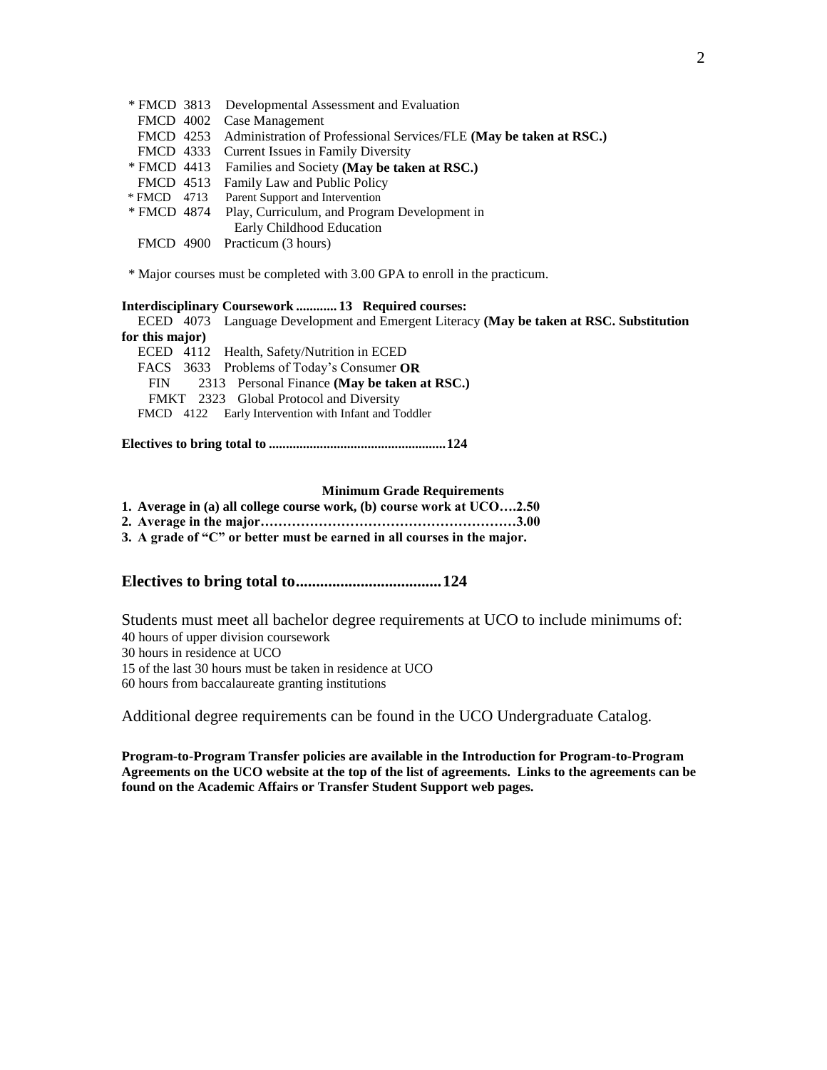\* FMCD 3813 Developmental Assessment and Evaluation
FMCD 4002 Case Management
FMCD 4253 Administration of Professional Services/FLE **(May be taken at RSC.)**
FMCD 4333 Current Issues in Family Diversity
\* FMCD 4413 Families and Society **(May be taken at RSC.)**
FMCD 4513 Family Law and Public Policy
\* FMCD 4713 Parent Support and Intervention
\* FMCD 4874 Play, Curriculum, and Program Development in Early Childhood Education
FMCD 4900 Practicum (3 hours)

\* Major courses must be completed with 3.00 GPA to enroll in the practicum.

**Interdisciplinary Coursework ............ 13 Required courses:**
ECED 4073 Language Development and Emergent Literacy **(May be taken at RSC. Substitution for this major)**
ECED 4112 Health, Safety/Nutrition in ECED
FACS 3633 Problems of Today's Consumer **OR**
FIN 2313 Personal Finance **(May be taken at RSC.)**
FMKT 2323 Global Protocol and Diversity
FMCD 4122 Early Intervention with Infant and Toddler

**Electives to bring total to ................................................... 124**

**Minimum Grade Requirements**

1. **Average in (a) all college course work, (b) course work at UCO….2.50**
2. **Average in the major…………………………………………………3.00**
3. **A grade of "C" or better must be earned in all courses in the major.**

## Electives to bring total to.................................... 124

Students must meet all bachelor degree requirements at UCO to include minimums of:
40 hours of upper division coursework
30 hours in residence at UCO
15 of the last 30 hours must be taken in residence at UCO
60 hours from baccalaureate granting institutions

Additional degree requirements can be found in the UCO Undergraduate Catalog.

**Program-to-Program Transfer policies are available in the Introduction for Program-to-Program Agreements on the UCO website at the top of the list of agreements. Links to the agreements can be found on the Academic Affairs or Transfer Student Support web pages.**